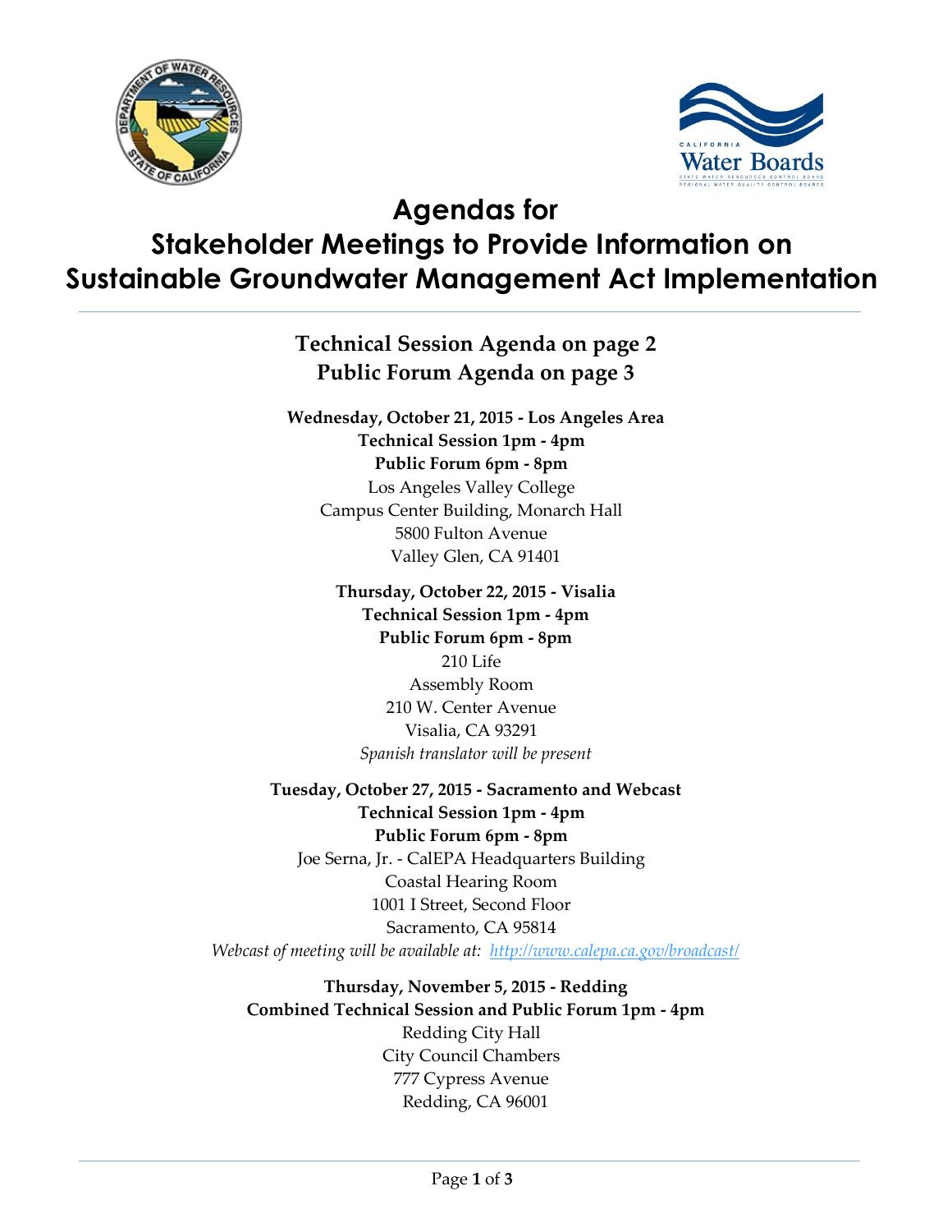# Agendas for
# Stakeholder Meetings to Provide Information on Sustainable Groundwater Management Act Implementation

**Technical Session Agenda on page 2**
**Public Forum Agenda on page 3**

**Wednesday, October 21, 2015 - Los Angeles Area**
**Technical Session 1pm - 4pm**
**Public Forum 6pm - 8pm**
Los Angeles Valley College
Campus Center Building, Monarch Hall
5800 Fulton Avenue
Valley Glen, CA 91401

**Thursday, October 22, 2015 - Visalia**
**Technical Session 1pm - 4pm**
**Public Forum 6pm - 8pm**
210 Life
Assembly Room
210 W. Center Avenue
Visalia, CA 93291
*Spanish translator will be present*

**Tuesday, October 27, 2015 - Sacramento and Webcast**
**Technical Session 1pm - 4pm**
**Public Forum 6pm - 8pm**
Joe Serna, Jr. - CalEPA Headquarters Building
Coastal Hearing Room
1001 I Street, Second Floor
Sacramento, CA 95814
*Webcast of meeting will be available at: [http://www.calepa.ca.gov/broadcast/](http://www.calepa.ca.gov/broadcast/)*

**Thursday, November 5, 2015 - Redding**
**Combined Technical Session and Public Forum 1pm - 4pm**
Redding City Hall
City Council Chambers
777 Cypress Avenue
Redding, CA 96001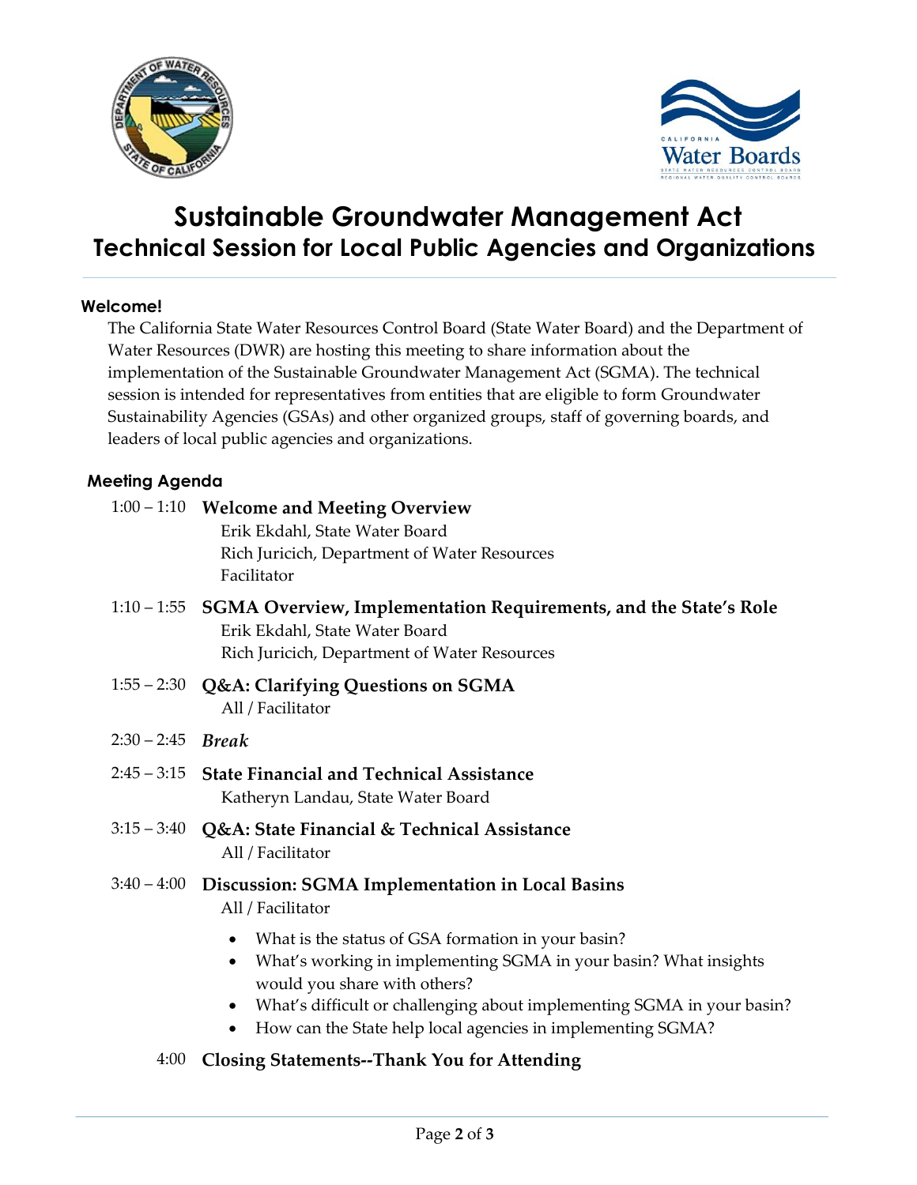# Sustainable Groundwater Management Act
## Technical Session for Local Public Agencies and Organizations

### Welcome!

The California State Water Resources Control Board (State Water Board) and the Department of Water Resources (DWR) are hosting this meeting to share information about the implementation of the Sustainable Groundwater Management Act (SGMA). The technical session is intended for representatives from entities that are eligible to form Groundwater Sustainability Agencies (GSAs) and other organized groups, staff of governing boards, and leaders of local public agencies and organizations.

### Meeting Agenda

1:00 – 1:10 **Welcome and Meeting Overview**
Erik Ekdahl, State Water Board
Rich Juricich, Department of Water Resources
Facilitator

1:10 – 1:55 **SGMA Overview, Implementation Requirements, and the State's Role**
Erik Ekdahl, State Water Board
Rich Juricich, Department of Water Resources

1:55 – 2:30 **Q&A: Clarifying Questions on SGMA**
All / Facilitator

2:30 – 2:45 ***Break***

2:45 – 3:15 **State Financial and Technical Assistance**
Katheryn Landau, State Water Board

3:15 – 3:40 **Q&A: State Financial & Technical Assistance**
All / Facilitator

3:40 – 4:00 **Discussion: SGMA Implementation in Local Basins**
All / Facilitator

- What is the status of GSA formation in your basin?
- What's working in implementing SGMA in your basin? What insights would you share with others?
- What's difficult or challenging about implementing SGMA in your basin?
- How can the State help local agencies in implementing SGMA?

4:00 **Closing Statements--Thank You for Attending**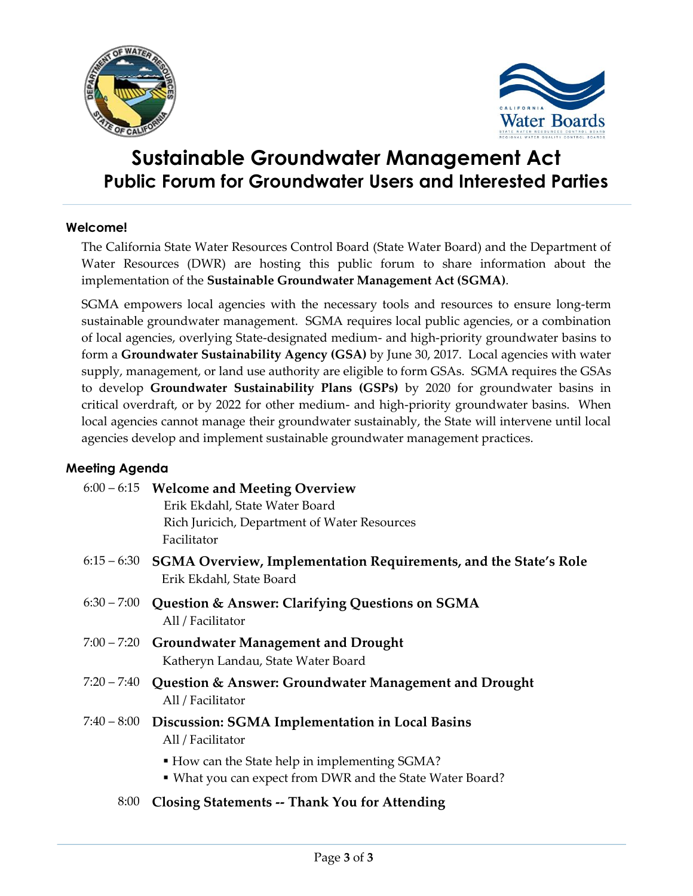# Sustainable Groundwater Management Act

## Public Forum for Groundwater Users and Interested Parties

### Welcome!

The California State Water Resources Control Board (State Water Board) and the Department of Water Resources (DWR) are hosting this public forum to share information about the implementation of the **Sustainable Groundwater Management Act (SGMA)**.

SGMA empowers local agencies with the necessary tools and resources to ensure long-term sustainable groundwater management. SGMA requires local public agencies, or a combination of local agencies, overlying State-designated medium- and high-priority groundwater basins to form a **Groundwater Sustainability Agency (GSA)** by June 30, 2017. Local agencies with water supply, management, or land use authority are eligible to form GSAs. SGMA requires the GSAs to develop **Groundwater Sustainability Plans (GSPs)** by 2020 for groundwater basins in critical overdraft, or by 2022 for other medium- and high-priority groundwater basins. When local agencies cannot manage their groundwater sustainably, the State will intervene until local agencies develop and implement sustainable groundwater management practices.

### Meeting Agenda

6:00 – 6:15 **Welcome and Meeting Overview**
Erik Ekdahl, State Water Board
Rich Juricich, Department of Water Resources
Facilitator

6:15 – 6:30 **SGMA Overview, Implementation Requirements, and the State's Role**
Erik Ekdahl, State Board

6:30 – 7:00 **Question & Answer: Clarifying Questions on SGMA**
All / Facilitator

7:00 – 7:20 **Groundwater Management and Drought**
Katheryn Landau, State Water Board

7:20 – 7:40 **Question & Answer: Groundwater Management and Drought**
All / Facilitator

7:40 – 8:00 **Discussion: SGMA Implementation in Local Basins**
All / Facilitator

- How can the State help in implementing SGMA?
- What you can expect from DWR and the State Water Board?

8:00 **Closing Statements -- Thank You for Attending**